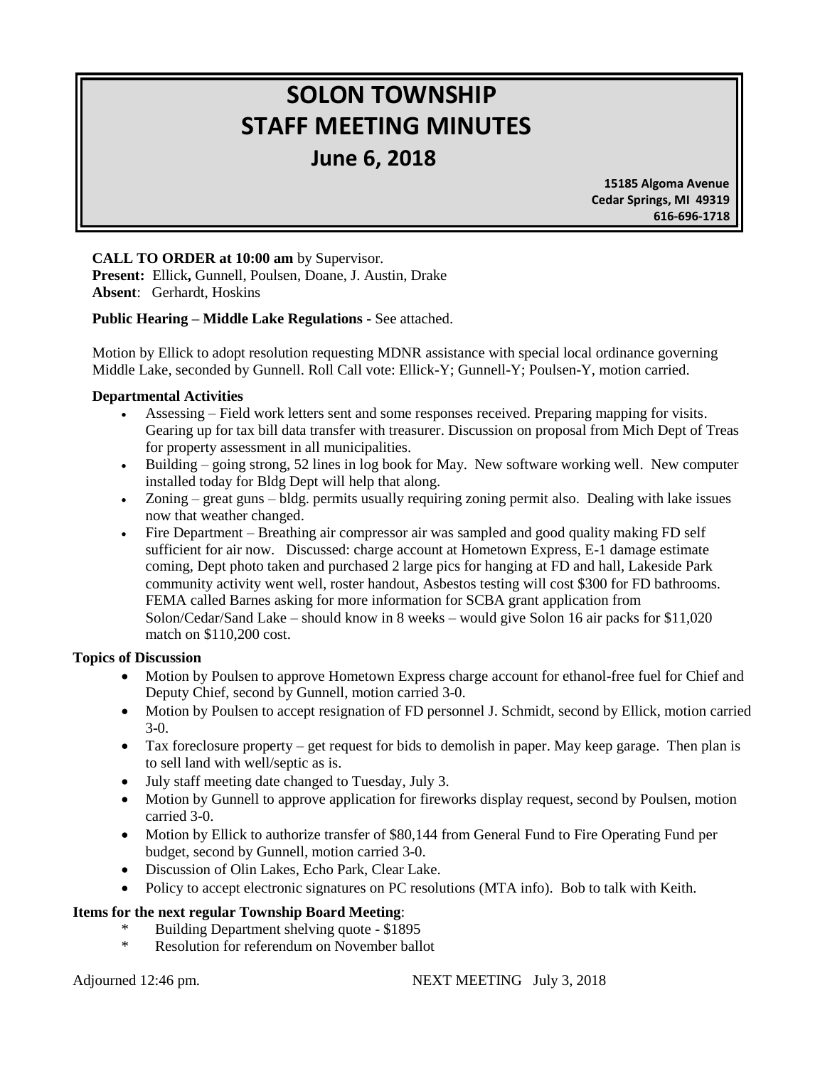# SOLON TOWNSHIP
# STAFF MEETING MINUTES
## June 6, 2018

**15185 Algoma Avenue**
**Cedar Springs, MI 49319**
**616-696-1718**

**CALL TO ORDER at 10:00 am** by Supervisor.
**Present:** Ellick**,** Gunnell, Poulsen, Doane, J. Austin, Drake
**Absent**: Gerhardt, Hoskins

**Public Hearing – Middle Lake Regulations -** See attached.

Motion by Ellick to adopt resolution requesting MDNR assistance with special local ordinance governing Middle Lake, seconded by Gunnell. Roll Call vote: Ellick-Y; Gunnell-Y; Poulsen-Y, motion carried.

**Departmental Activities**

- Assessing – Field work letters sent and some responses received. Preparing mapping for visits. Gearing up for tax bill data transfer with treasurer. Discussion on proposal from Mich Dept of Treas for property assessment in all municipalities.
- Building – going strong, 52 lines in log book for May. New software working well. New computer installed today for Bldg Dept will help that along.
- Zoning – great guns – bldg. permits usually requiring zoning permit also. Dealing with lake issues now that weather changed.
- Fire Department – Breathing air compressor air was sampled and good quality making FD self sufficient for air now. Discussed: charge account at Hometown Express, E-1 damage estimate coming, Dept photo taken and purchased 2 large pics for hanging at FD and hall, Lakeside Park community activity went well, roster handout, Asbestos testing will cost $300 for FD bathrooms. FEMA called Barnes asking for more information for SCBA grant application from Solon/Cedar/Sand Lake – should know in 8 weeks – would give Solon 16 air packs for $11,020 match on $110,200 cost.

**Topics of Discussion**

- Motion by Poulsen to approve Hometown Express charge account for ethanol-free fuel for Chief and Deputy Chief, second by Gunnell, motion carried 3-0.
- Motion by Poulsen to accept resignation of FD personnel J. Schmidt, second by Ellick, motion carried 3-0.
- Tax foreclosure property – get request for bids to demolish in paper. May keep garage. Then plan is to sell land with well/septic as is.
- July staff meeting date changed to Tuesday, July 3.
- Motion by Gunnell to approve application for fireworks display request, second by Poulsen, motion carried 3-0.
- Motion by Ellick to authorize transfer of $80,144 from General Fund to Fire Operating Fund per budget, second by Gunnell, motion carried 3-0.
- Discussion of Olin Lakes, Echo Park, Clear Lake.
- Policy to accept electronic signatures on PC resolutions (MTA info). Bob to talk with Keith.

**Items for the next regular Township Board Meeting**:

\* Building Department shelving quote - $1895
\* Resolution for referendum on November ballot

Adjourned 12:46 pm. NEXT MEETING July 3, 2018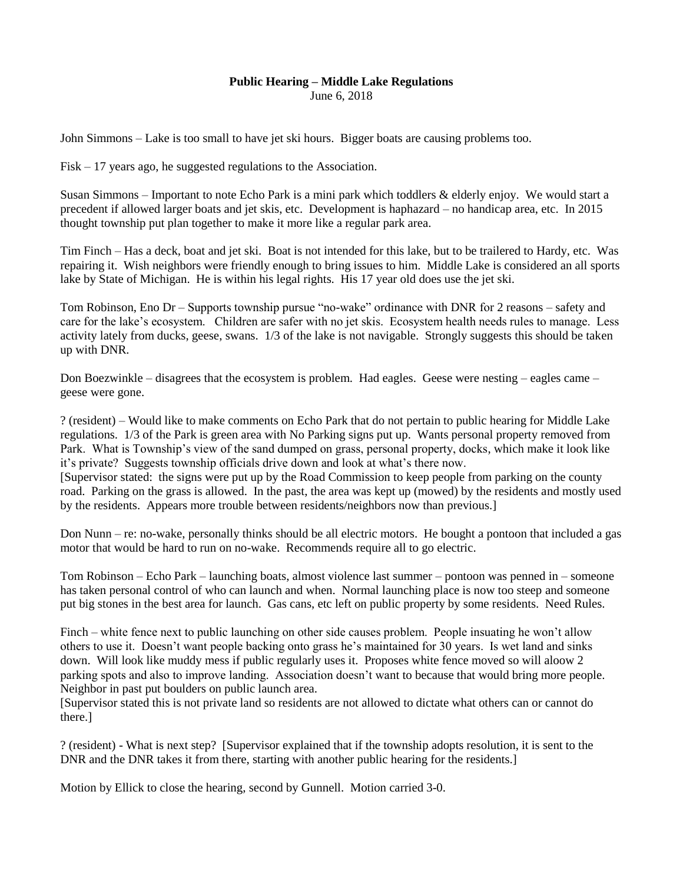**Public Hearing – Middle Lake Regulations**
June 6, 2018

John Simmons – Lake is too small to have jet ski hours. Bigger boats are causing problems too.

Fisk – 17 years ago, he suggested regulations to the Association.

Susan Simmons – Important to note Echo Park is a mini park which toddlers & elderly enjoy. We would start a precedent if allowed larger boats and jet skis, etc. Development is haphazard – no handicap area, etc. In 2015 thought township put plan together to make it more like a regular park area.

Tim Finch – Has a deck, boat and jet ski. Boat is not intended for this lake, but to be trailered to Hardy, etc. Was repairing it. Wish neighbors were friendly enough to bring issues to him. Middle Lake is considered an all sports lake by State of Michigan. He is within his legal rights. His 17 year old does use the jet ski.

Tom Robinson, Eno Dr – Supports township pursue "no-wake" ordinance with DNR for 2 reasons – safety and care for the lake's ecosystem. Children are safer with no jet skis. Ecosystem health needs rules to manage. Less activity lately from ducks, geese, swans. 1/3 of the lake is not navigable. Strongly suggests this should be taken up with DNR.

Don Boezwinkle – disagrees that the ecosystem is problem. Had eagles. Geese were nesting – eagles came – geese were gone.

? (resident) – Would like to make comments on Echo Park that do not pertain to public hearing for Middle Lake regulations. 1/3 of the Park is green area with No Parking signs put up. Wants personal property removed from Park. What is Township's view of the sand dumped on grass, personal property, docks, which make it look like it's private? Suggests township officials drive down and look at what's there now.
[Supervisor stated: the signs were put up by the Road Commission to keep people from parking on the county road. Parking on the grass is allowed. In the past, the area was kept up (mowed) by the residents and mostly used by the residents. Appears more trouble between residents/neighbors now than previous.]

Don Nunn – re: no-wake, personally thinks should be all electric motors. He bought a pontoon that included a gas motor that would be hard to run on no-wake. Recommends require all to go electric.

Tom Robinson – Echo Park – launching boats, almost violence last summer – pontoon was penned in – someone has taken personal control of who can launch and when. Normal launching place is now too steep and someone put big stones in the best area for launch. Gas cans, etc left on public property by some residents. Need Rules.

Finch – white fence next to public launching on other side causes problem. People insuating he won't allow others to use it. Doesn't want people backing onto grass he's maintained for 30 years. Is wet land and sinks down. Will look like muddy mess if public regularly uses it. Proposes white fence moved so will aloow 2 parking spots and also to improve landing. Association doesn't want to because that would bring more people. Neighbor in past put boulders on public launch area.
[Supervisor stated this is not private land so residents are not allowed to dictate what others can or cannot do there.]

? (resident) - What is next step? [Supervisor explained that if the township adopts resolution, it is sent to the DNR and the DNR takes it from there, starting with another public hearing for the residents.]

Motion by Ellick to close the hearing, second by Gunnell. Motion carried 3-0.